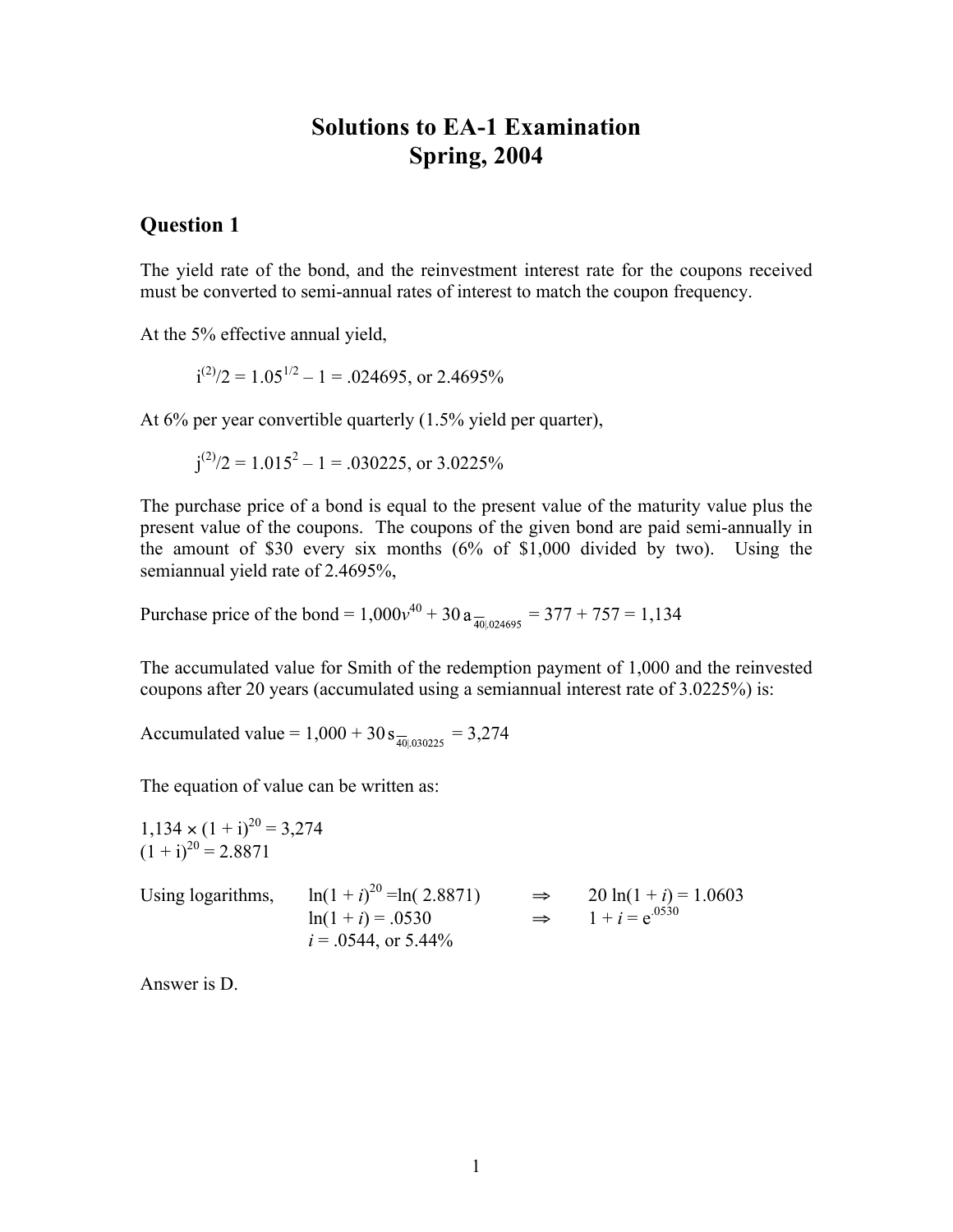# Solutions to EA-1 Examination
# Spring, 2004

## Question 1

The yield rate of the bond, and the reinvestment interest rate for the coupons received must be converted to semi-annual rates of interest to match the coupon frequency.

At the 5% effective annual yield,

$$i^{(2)}/2 = 1.05^{1/2} - 1 = .024695, \text{ or } 2.4695\%$$

At 6% per year convertible quarterly (1.5% yield per quarter),

$$j^{(2)}/2 = 1.015^{2} - 1 = .030225, \text{ or } 3.0225\%$$

The purchase price of a bond is equal to the present value of the maturity value plus the present value of the coupons. The coupons of the given bond are paid semi-annually in the amount of \$30 every six months (6% of \$1,000 divided by two). Using the semiannual yield rate of 2.4695%,

Purchase price of the bond = $1{,}000v^{40} + 30\,a_{\overline{40}|.024695} = 377 + 757 = 1{,}134$

The accumulated value for Smith of the redemption payment of 1,000 and the reinvested coupons after 20 years (accumulated using a semiannual interest rate of 3.0225%) is:

Accumulated value = $1{,}000 + 30\,s_{\overline{40}|.030225} = 3{,}274$

The equation of value can be written as:

$1{,}134 \times (1 + i)^{20} = 3{,}274$
$(1 + i)^{20} = 2.8871$

Using logarithms, $\ln(1 + i)^{20} = \ln(2.8871) \Rightarrow 20\ln(1 + i) = 1.0603$
$\ln(1 + i) = .0530 \Rightarrow 1 + i = e^{.0530}$
$i = .0544$, or 5.44%

Answer is D.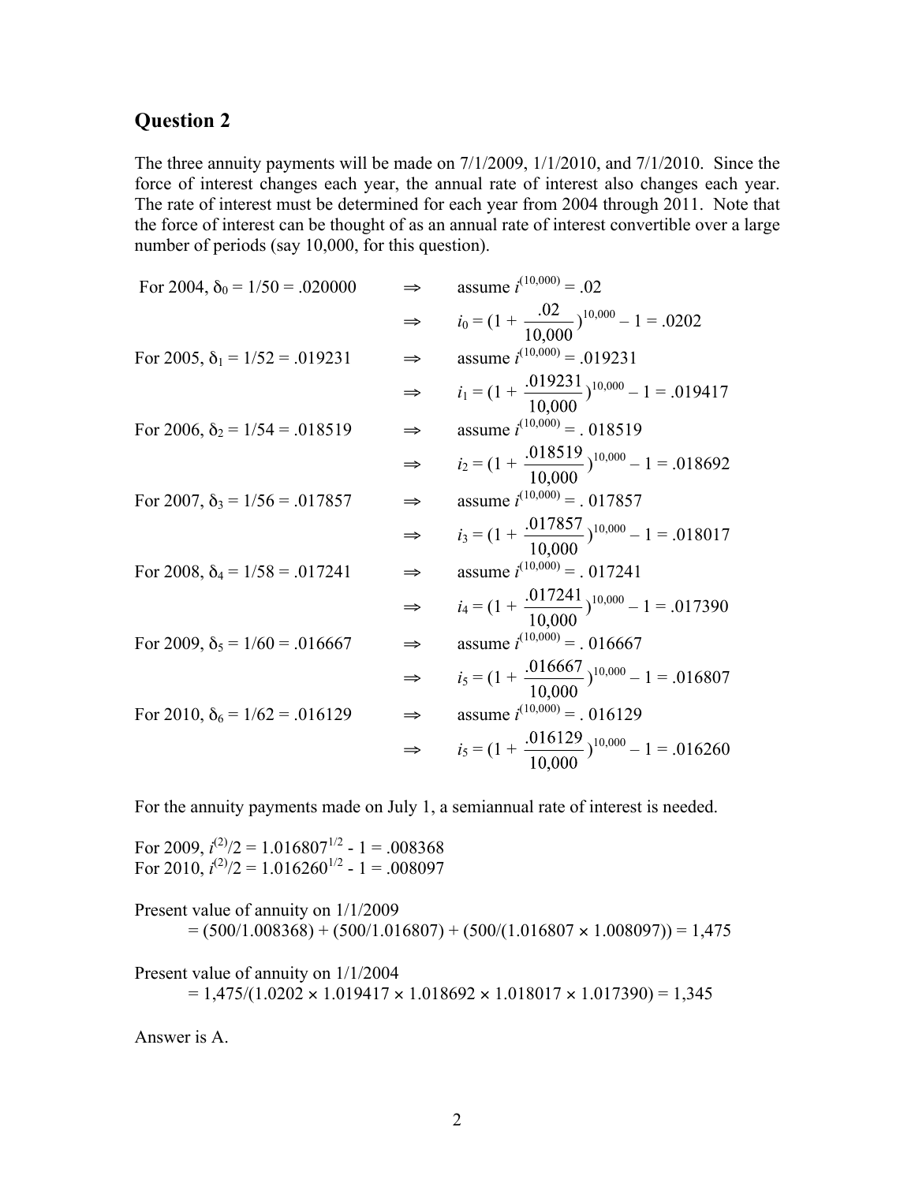## Question 2

The three annuity payments will be made on 7/1/2009, 1/1/2010, and 7/1/2010. Since the force of interest changes each year, the annual rate of interest also changes each year. The rate of interest must be determined for each year from 2004 through 2011. Note that the force of interest can be thought of as an annual rate of interest convertible over a large number of periods (say 10,000, for this question).

For 2004, $\delta_0 = 1/50 = .020000$ $\Rightarrow$ assume $i^{(10,000)} = .02$

$\Rightarrow$ $i_0 = (1 + \dfrac{.02}{10,000})^{10,000} - 1 = .0202$

For 2005, $\delta_1 = 1/52 = .019231$ $\Rightarrow$ assume $i^{(10,000)} = .019231$

$\Rightarrow$ $i_1 = (1 + \dfrac{.019231}{10,000})^{10,000} - 1 = .019417$

For 2006, $\delta_2 = 1/54 = .018519$ $\Rightarrow$ assume $i^{(10,000)} = .018519$

$\Rightarrow$ $i_2 = (1 + \dfrac{.018519}{10,000})^{10,000} - 1 = .018692$

For 2007, $\delta_3 = 1/56 = .017857$ $\Rightarrow$ assume $i^{(10,000)} = .017857$

$\Rightarrow$ $i_3 = (1 + \dfrac{.017857}{10,000})^{10,000} - 1 = .018017$

For 2008, $\delta_4 = 1/58 = .017241$ $\Rightarrow$ assume $i^{(10,000)} = .017241$

$\Rightarrow$ $i_4 = (1 + \dfrac{.017241}{10,000})^{10,000} - 1 = .017390$

For 2009, $\delta_5 = 1/60 = .016667$ $\Rightarrow$ assume $i^{(10,000)} = .016667$

$\Rightarrow$ $i_5 = (1 + \dfrac{.016667}{10,000})^{10,000} - 1 = .016807$

For 2010, $\delta_6 = 1/62 = .016129$ $\Rightarrow$ assume $i^{(10,000)} = .016129$

$\Rightarrow$ $i_5 = (1 + \dfrac{.016129}{10,000})^{10,000} - 1 = .016260$

For the annuity payments made on July 1, a semiannual rate of interest is needed.

For 2009, $i^{(2)}/2 = 1.016807^{1/2} - 1 = .008368$
For 2010, $i^{(2)}/2 = 1.016260^{1/2} - 1 = .008097$

Present value of annuity on 1/1/2009

$= (500/1.008368) + (500/1.016807) + (500/(1.016807 \times 1.008097)) = 1,475$

Present value of annuity on 1/1/2004

$= 1,475/(1.0202 \times 1.019417 \times 1.018692 \times 1.018017 \times 1.017390) = 1,345$

Answer is A.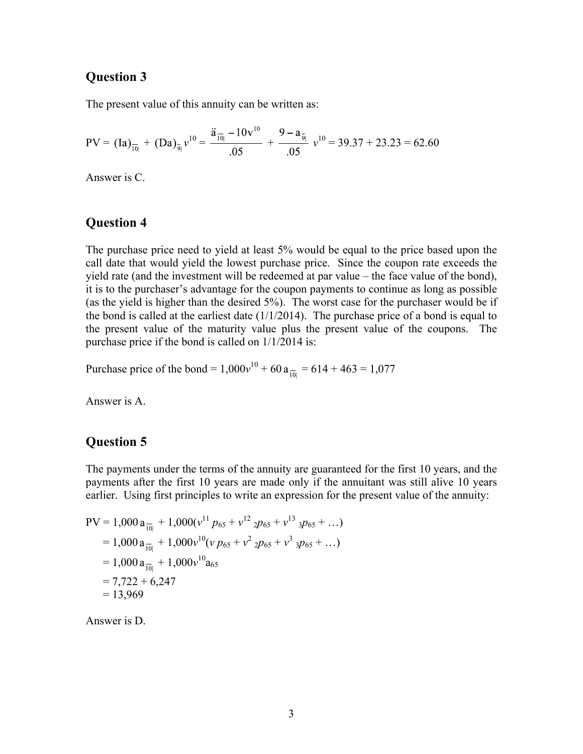## Question 3

The present value of this annuity can be written as:

$$PV = (Ia)_{\overline{10|}} + (Da)_{\overline{9|}}\, v^{10} = \frac{\ddot{a}_{\overline{10|}} - 10v^{10}}{.05} + \frac{9 - a_{\overline{9|}}}{.05}\, v^{10} = 39.37 + 23.23 = 62.60$$

Answer is C.

## Question 4

The purchase price need to yield at least 5% would be equal to the price based upon the call date that would yield the lowest purchase price. Since the coupon rate exceeds the yield rate (and the investment will be redeemed at par value – the face value of the bond), it is to the purchaser's advantage for the coupon payments to continue as long as possible (as the yield is higher than the desired 5%). The worst case for the purchaser would be if the bond is called at the earliest date (1/1/2014). The purchase price of a bond is equal to the present value of the maturity value plus the present value of the coupons. The purchase price if the bond is called on 1/1/2014 is:

Purchase price of the bond $= 1{,}000v^{10} + 60\, a_{\overline{10|}} = 614 + 463 = 1{,}077$

Answer is A.

## Question 5

The payments under the terms of the annuity are guaranteed for the first 10 years, and the payments after the first 10 years are made only if the annuitant was still alive 10 years earlier. Using first principles to write an expression for the present value of the annuity:

$$\begin{aligned}
PV &= 1{,}000\, a_{\overline{10|}} + 1{,}000(v^{11}\, p_{65} + v^{12}\, {}_2p_{65} + v^{13}\, {}_3p_{65} + \ldots) \\
&= 1{,}000\, a_{\overline{10|}} + 1{,}000v^{10}(v\, p_{65} + v^{2}\, {}_2p_{65} + v^{3}\, {}_3p_{65} + \ldots) \\
&= 1{,}000\, a_{\overline{10|}} + 1{,}000v^{10} a_{65} \\
&= 7{,}722 + 6{,}247 \\
&= 13{,}969
\end{aligned}$$

Answer is D.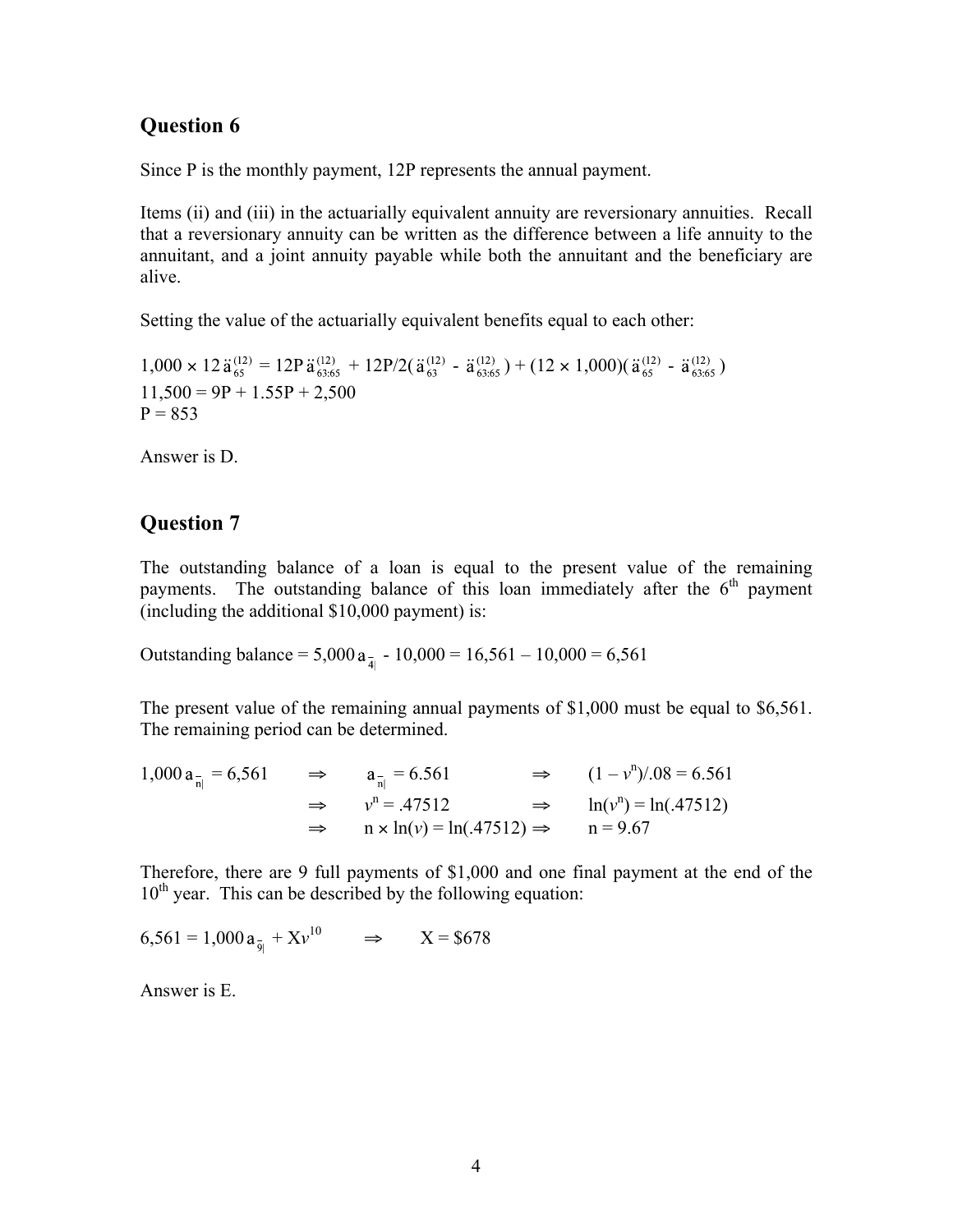## Question 6

Since P is the monthly payment, 12P represents the annual payment.

Items (ii) and (iii) in the actuarially equivalent annuity are reversionary annuities. Recall that a reversionary annuity can be written as the difference between a life annuity to the annuitant, and a joint annuity payable while both the annuitant and the beneficiary are alive.

Setting the value of the actuarially equivalent benefits equal to each other:

$1{,}000 \times 12\ddot{a}_{65}^{(12)} = 12P\ddot{a}_{63:65}^{(12)} + 12P/2(\ddot{a}_{63}^{(12)} - \ddot{a}_{63:65}^{(12)}) + (12 \times 1{,}000)(\ddot{a}_{65}^{(12)} - \ddot{a}_{63:65}^{(12)})$
$11{,}500 = 9P + 1.55P + 2{,}500$
$P = 853$

Answer is D.

## Question 7

The outstanding balance of a loan is equal to the present value of the remaining payments. The outstanding balance of this loan immediately after the 6th payment (including the additional $10,000 payment) is:

Outstanding balance $= 5{,}000\,a_{\overline{4}|} - 10{,}000 = 16{,}561 - 10{,}000 = 6{,}561$

The present value of the remaining annual payments of $1,000 must be equal to $6,561. The remaining period can be determined.

$$
\begin{aligned}
1{,}000\,a_{\overline{n}|} = 6{,}561 \quad &\Rightarrow \quad a_{\overline{n}|} = 6.561 \quad &&\Rightarrow \quad (1 - v^n)/.08 = 6.561 \\
&\Rightarrow \quad v^n = .47512 \quad &&\Rightarrow \quad \ln(v^n) = \ln(.47512) \\
&\Rightarrow \quad n \times \ln(v) = \ln(.47512) \quad &&\Rightarrow \quad n = 9.67
\end{aligned}
$$

Therefore, there are 9 full payments of $1,000 and one final payment at the end of the 10th year. This can be described by the following equation:

$6{,}561 = 1{,}000\,a_{\overline{9}|} + Xv^{10} \quad \Rightarrow \quad X = \$678$

Answer is E.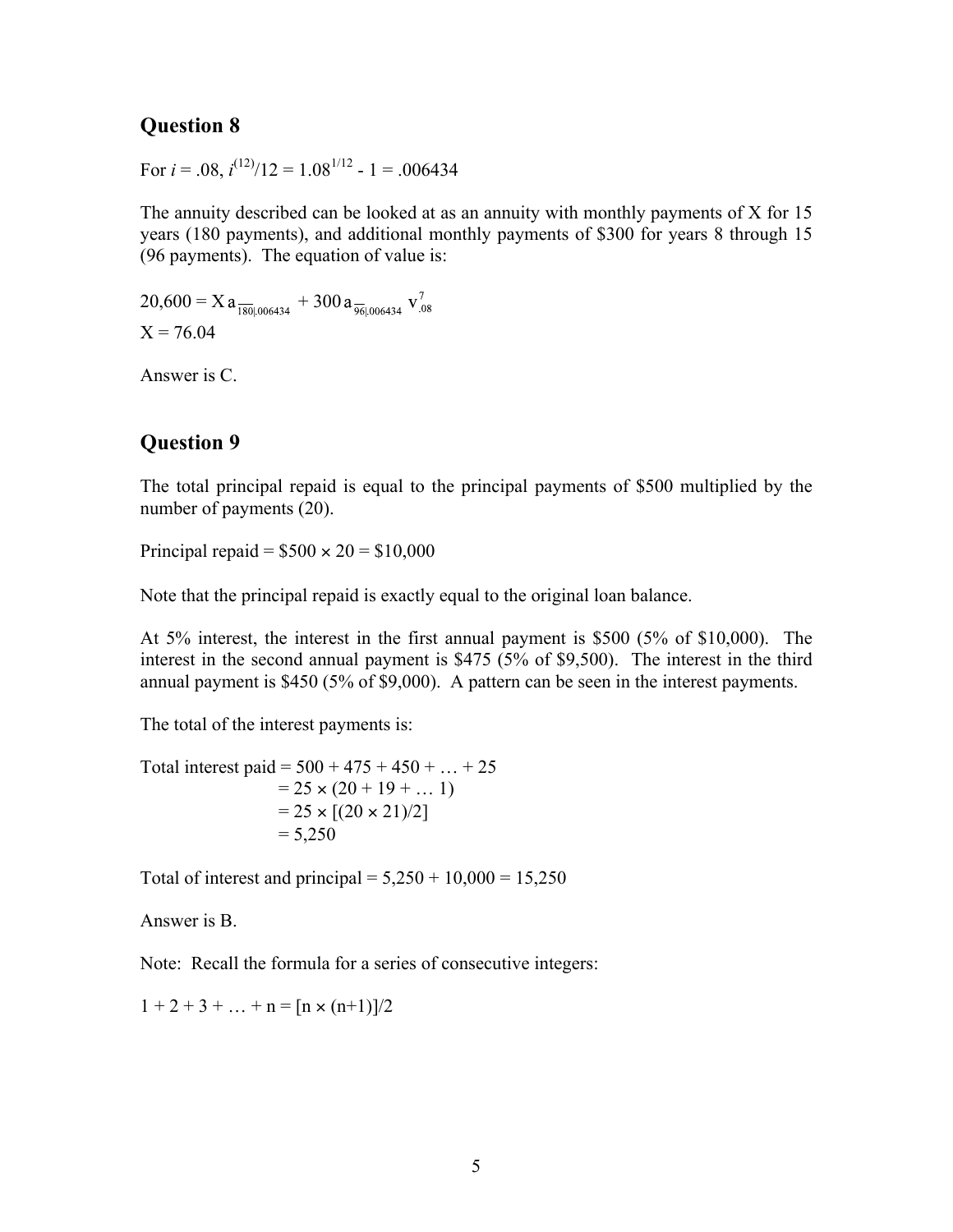## Question 8

For $i = .08$, $i^{(12)}/12 = 1.08^{1/12} - 1 = .006434$

The annuity described can be looked at as an annuity with monthly payments of X for 15 years (180 payments), and additional monthly payments of \$300 for years 8 through 15 (96 payments). The equation of value is:

$$20{,}600 = X\, a_{\overline{180}|.006434} + 300\, a_{\overline{96}|.006434}\, v_{.08}^{7}$$

$$X = 76.04$$

Answer is C.

## Question 9

The total principal repaid is equal to the principal payments of \$500 multiplied by the number of payments (20).

Principal repaid = \$500 × 20 = \$10,000

Note that the principal repaid is exactly equal to the original loan balance.

At 5% interest, the interest in the first annual payment is \$500 (5% of \$10,000). The interest in the second annual payment is \$475 (5% of \$9,500). The interest in the third annual payment is \$450 (5% of \$9,000). A pattern can be seen in the interest payments.

The total of the interest payments is:

$$\begin{aligned}
\text{Total interest paid} &= 500 + 475 + 450 + \ldots + 25 \\
&= 25 \times (20 + 19 + \ldots 1) \\
&= 25 \times [(20 \times 21)/2] \\
&= 5{,}250
\end{aligned}$$

Total of interest and principal = 5,250 + 10,000 = 15,250

Answer is B.

Note: Recall the formula for a series of consecutive integers:

$$1 + 2 + 3 + \ldots + n = [n \times (n+1)]/2$$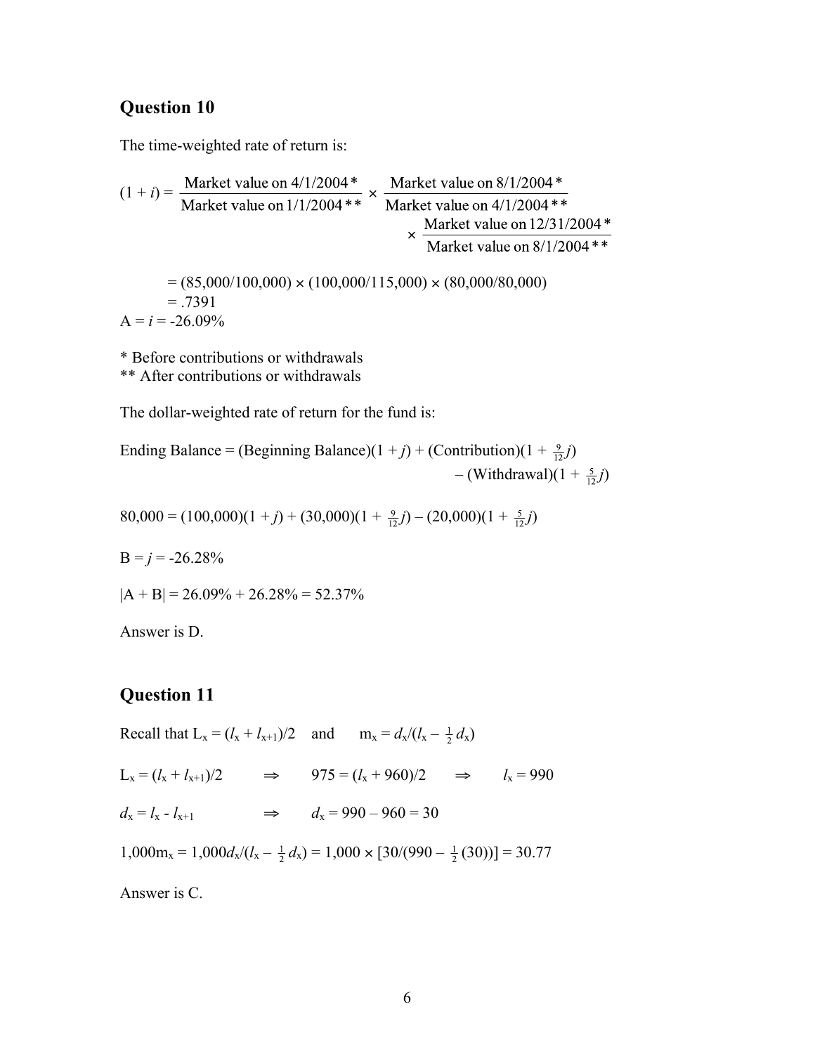## Question 10

The time-weighted rate of return is:

$$(1 + i) = \frac{\text{Market value on 4/1/2004*}}{\text{Market value on 1/1/2004**}} \times \frac{\text{Market value on 8/1/2004*}}{\text{Market value on 4/1/2004**}} \times \frac{\text{Market value on 12/31/2004*}}{\text{Market value on 8/1/2004**}}$$

$= (85{,}000/100{,}000) \times (100{,}000/115{,}000) \times (80{,}000/80{,}000)$
$= .7391$
$A = i = -26.09\%$

\* Before contributions or withdrawals
\*\* After contributions or withdrawals

The dollar-weighted rate of return for the fund is:

Ending Balance = (Beginning Balance)$(1 + j)$ + (Contribution)$(1 + \frac{9}{12}j)$ – (Withdrawal)$(1 + \frac{5}{12}j)$

$80{,}000 = (100{,}000)(1 + j) + (30{,}000)(1 + \frac{9}{12}j) - (20{,}000)(1 + \frac{5}{12}j)$

$B = j = -26.28\%$

$|A + B| = 26.09\% + 26.28\% = 52.37\%$

Answer is D.

## Question 11

Recall that $L_x = (l_x + l_{x+1})/2$ and $m_x = d_x/(l_x - \frac{1}{2}d_x)$

$L_x = (l_x + l_{x+1})/2 \quad \Rightarrow \quad 975 = (l_x + 960)/2 \quad \Rightarrow \quad l_x = 990$

$d_x = l_x - l_{x+1} \quad \Rightarrow \quad d_x = 990 - 960 = 30$

$1{,}000m_x = 1{,}000d_x/(l_x - \frac{1}{2}d_x) = 1{,}000 \times [30/(990 - \frac{1}{2}(30))] = 30.77$

Answer is C.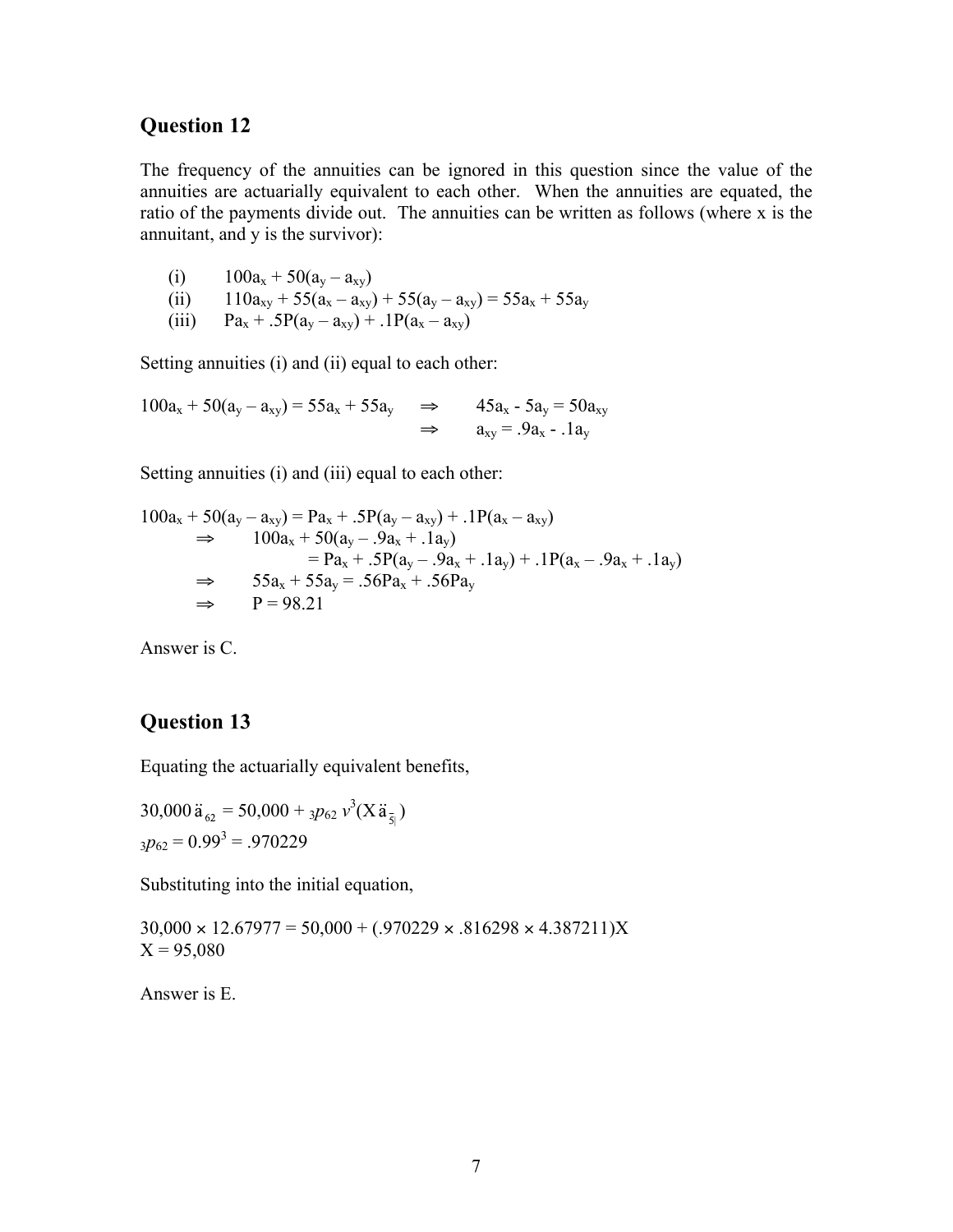## Question 12

The frequency of the annuities can be ignored in this question since the value of the annuities are actuarially equivalent to each other. When the annuities are equated, the ratio of the payments divide out. The annuities can be written as follows (where x is the annuitant, and y is the survivor):

(i) $100a_x + 50(a_y - a_{xy})$

(ii) $110a_{xy} + 55(a_x - a_{xy}) + 55(a_y - a_{xy}) = 55a_x + 55a_y$

(iii) $Pa_x + .5P(a_y - a_{xy}) + .1P(a_x - a_{xy})$

Setting annuities (i) and (ii) equal to each other:

$$100a_x + 50(a_y - a_{xy}) = 55a_x + 55a_y \quad \Rightarrow \quad 45a_x - 5a_y = 50a_{xy}$$

$$\Rightarrow \quad a_{xy} = .9a_x - .1a_y$$

Setting annuities (i) and (iii) equal to each other:

$$100a_x + 50(a_y - a_{xy}) = Pa_x + .5P(a_y - a_{xy}) + .1P(a_x - a_{xy})$$

$$\Rightarrow \quad 100a_x + 50(a_y - .9a_x + .1a_y)$$

$$= Pa_x + .5P(a_y - .9a_x + .1a_y) + .1P(a_x - .9a_x + .1a_y)$$

$$\Rightarrow \quad 55a_x + 55a_y = .56Pa_x + .56Pa_y$$

$$\Rightarrow \quad P = 98.21$$

Answer is C.

## Question 13

Equating the actuarially equivalent benefits,

$$30{,}000\,\ddot{a}_{62} = 50{,}000 + {}_3p_{62}\, v^3 (X\ddot{a}_{\overline{5}|})$$

$${}_3p_{62} = 0.99^3 = .970229$$

Substituting into the initial equation,

$$30{,}000 \times 12.67977 = 50{,}000 + (.970229 \times .816298 \times 4.387211)X$$

$$X = 95{,}080$$

Answer is E.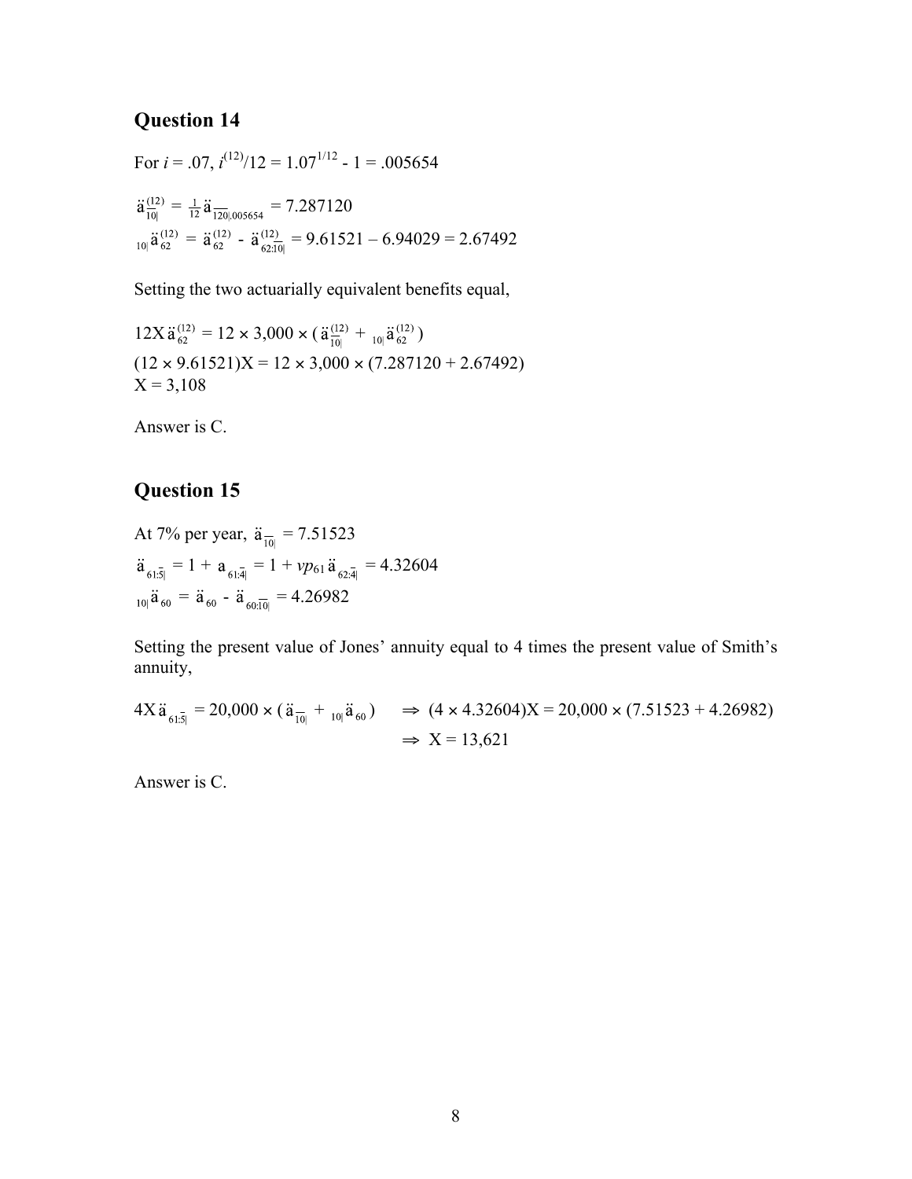## Question 14

For $i = .07$, $i^{(12)}/12 = 1.07^{1/12} - 1 = .005654$

$$\ddot{a}^{(12)}_{\overline{10|}} = \tfrac{1}{12}\ddot{a}_{\overline{120|}.005654} = 7.287120$$

$$_{10|}\ddot{a}^{(12)}_{62} = \ddot{a}^{(12)}_{62} - \ddot{a}^{(12)}_{62:\overline{10|}} = 9.61521 - 6.94029 = 2.67492$$

Setting the two actuarially equivalent benefits equal,

$$12X\ddot{a}^{(12)}_{62} = 12 \times 3{,}000 \times (\ddot{a}^{(12)}_{\overline{10|}} + {}_{10|}\ddot{a}^{(12)}_{62})$$

$$(12 \times 9.61521)X = 12 \times 3{,}000 \times (7.287120 + 2.67492)$$

$$X = 3{,}108$$

Answer is C.

## Question 15

At 7% per year, $\ddot{a}_{\overline{10|}} = 7.51523$

$$\ddot{a}_{\overline{61:\overline{5|}}} = 1 + a_{\overline{61:\overline{4|}}} = 1 + vp_{61}\ddot{a}_{\overline{62:\overline{4|}}} = 4.32604$$

$$_{10|}\ddot{a}_{60} = \ddot{a}_{60} - \ddot{a}_{60:\overline{10|}} = 4.26982$$

Setting the present value of Jones' annuity equal to 4 times the present value of Smith's annuity,

$$4X\ddot{a}_{\overline{61:\overline{5|}}} = 20{,}000 \times (\ddot{a}_{\overline{10|}} + {}_{10|}\ddot{a}_{60}) \quad \Rightarrow \ (4 \times 4.32604)X = 20{,}000 \times (7.51523 + 4.26982)$$

$$\Rightarrow \ X = 13{,}621$$

Answer is C.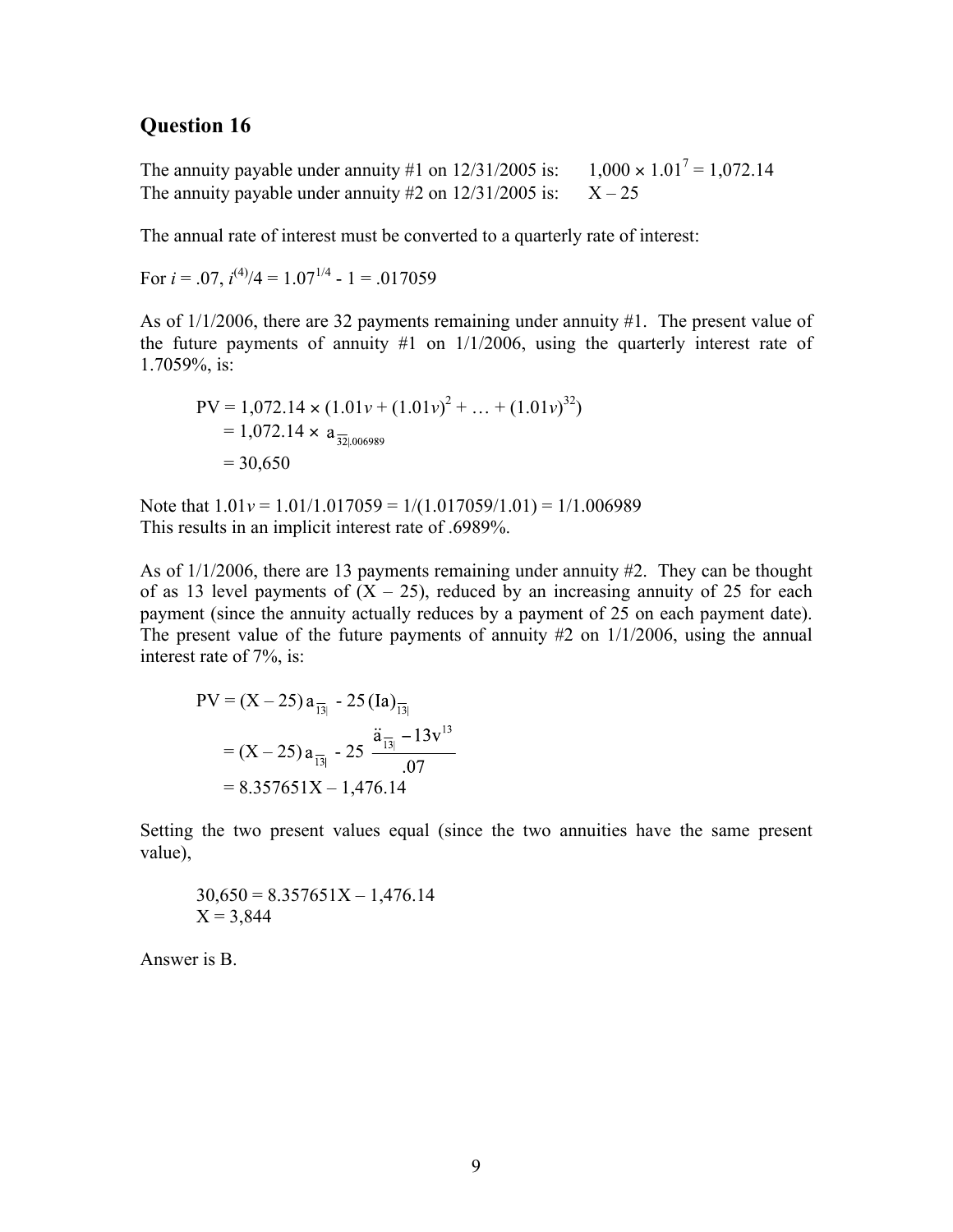## Question 16

The annuity payable under annuity #1 on 12/31/2005 is: $1{,}000 \times 1.01^7 = 1{,}072.14$
The annuity payable under annuity #2 on 12/31/2005 is: $X – 25$

The annual rate of interest must be converted to a quarterly rate of interest:

For $i = .07$, $i^{(4)}/4 = 1.07^{1/4} - 1 = .017059$

As of 1/1/2006, there are 32 payments remaining under annuity #1. The present value of the future payments of annuity #1 on 1/1/2006, using the quarterly interest rate of 1.7059%, is:

$$
\begin{aligned}
PV &= 1{,}072.14 \times (1.01v + (1.01v)^2 + \ldots + (1.01v)^{32}) \\
&= 1{,}072.14 \times a_{\overline{32|}.006989} \\
&= 30{,}650
\end{aligned}
$$

Note that $1.01v = 1.01/1.017059 = 1/(1.017059/1.01) = 1/1.006989$
This results in an implicit interest rate of .6989%.

As of 1/1/2006, there are 13 payments remaining under annuity #2. They can be thought of as 13 level payments of $(X – 25)$, reduced by an increasing annuity of 25 for each payment (since the annuity actually reduces by a payment of 25 on each payment date). The present value of the future payments of annuity #2 on 1/1/2006, using the annual interest rate of 7%, is:

$$
\begin{aligned}
PV &= (X – 25)\, a_{\overline{13|}} - 25\, (Ia)_{\overline{13|}} \\
&= (X – 25)\, a_{\overline{13|}} - 25\, \frac{\ddot{a}_{\overline{13|}} - 13v^{13}}{.07} \\
&= 8.357651X – 1{,}476.14
\end{aligned}
$$

Setting the two present values equal (since the two annuities have the same present value),

$$
\begin{aligned}
30{,}650 &= 8.357651X – 1{,}476.14 \\
X &= 3{,}844
\end{aligned}
$$

Answer is B.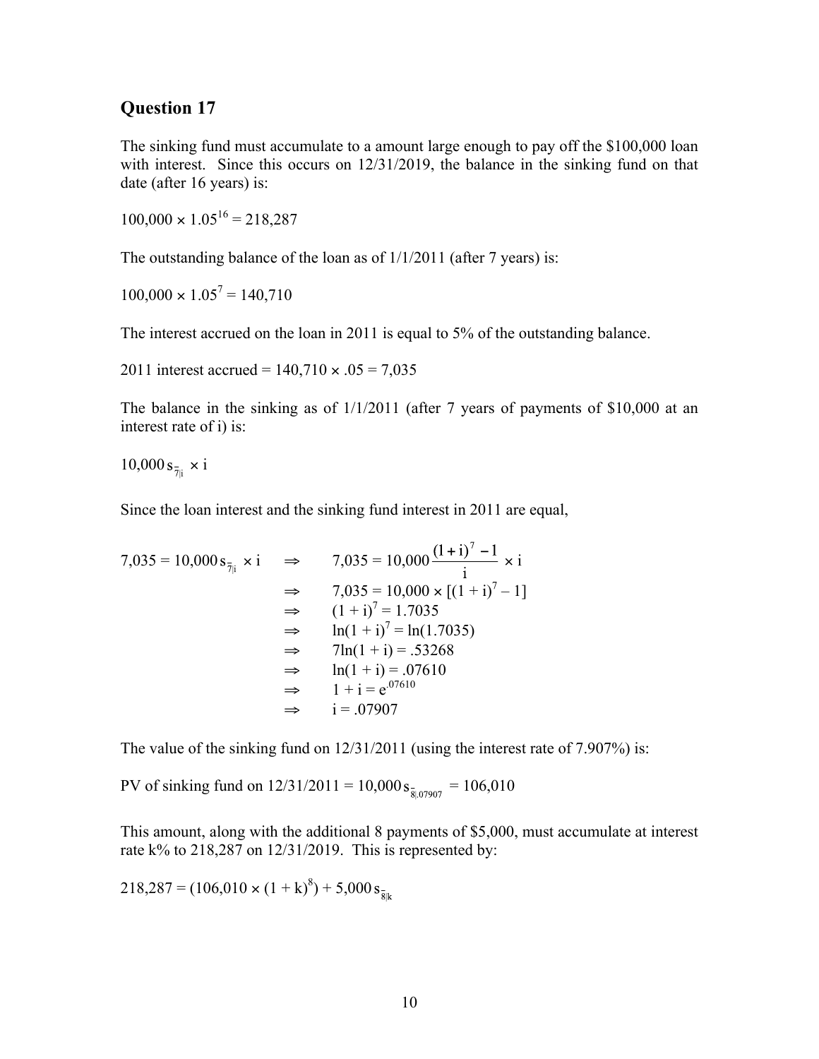## Question 17

The sinking fund must accumulate to a amount large enough to pay off the \$100,000 loan with interest. Since this occurs on 12/31/2019, the balance in the sinking fund on that date (after 16 years) is:

$100{,}000 \times 1.05^{16} = 218{,}287$

The outstanding balance of the loan as of 1/1/2011 (after 7 years) is:

$100{,}000 \times 1.05^{7} = 140{,}710$

The interest accrued on the loan in 2011 is equal to 5% of the outstanding balance.

2011 interest accrued = $140{,}710 \times .05 = 7{,}035$

The balance in the sinking as of 1/1/2011 (after 7 years of payments of \$10,000 at an interest rate of i) is:

$10{,}000\, s_{\overline{7}|i} \times i$

Since the loan interest and the sinking fund interest in 2011 are equal,

$$
\begin{aligned}
7{,}035 = 10{,}000\, s_{\overline{7}|i} \times i \quad &\Rightarrow \quad 7{,}035 = 10{,}000 \frac{(1+i)^7 - 1}{i} \times i \\
&\Rightarrow \quad 7{,}035 = 10{,}000 \times [(1+i)^7 - 1] \\
&\Rightarrow \quad (1+i)^7 = 1.7035 \\
&\Rightarrow \quad \ln(1+i)^7 = \ln(1.7035) \\
&\Rightarrow \quad 7\ln(1+i) = .53268 \\
&\Rightarrow \quad \ln(1+i) = .07610 \\
&\Rightarrow \quad 1 + i = e^{.07610} \\
&\Rightarrow \quad i = .07907
\end{aligned}
$$

The value of the sinking fund on 12/31/2011 (using the interest rate of 7.907%) is:

PV of sinking fund on 12/31/2011 = $10{,}000\, s_{\overline{8}|.07907} = 106{,}010$

This amount, along with the additional 8 payments of \$5,000, must accumulate at interest rate k% to 218,287 on 12/31/2019. This is represented by:

$218{,}287 = (106{,}010 \times (1+k)^8) + 5{,}000\, s_{\overline{8}|k}$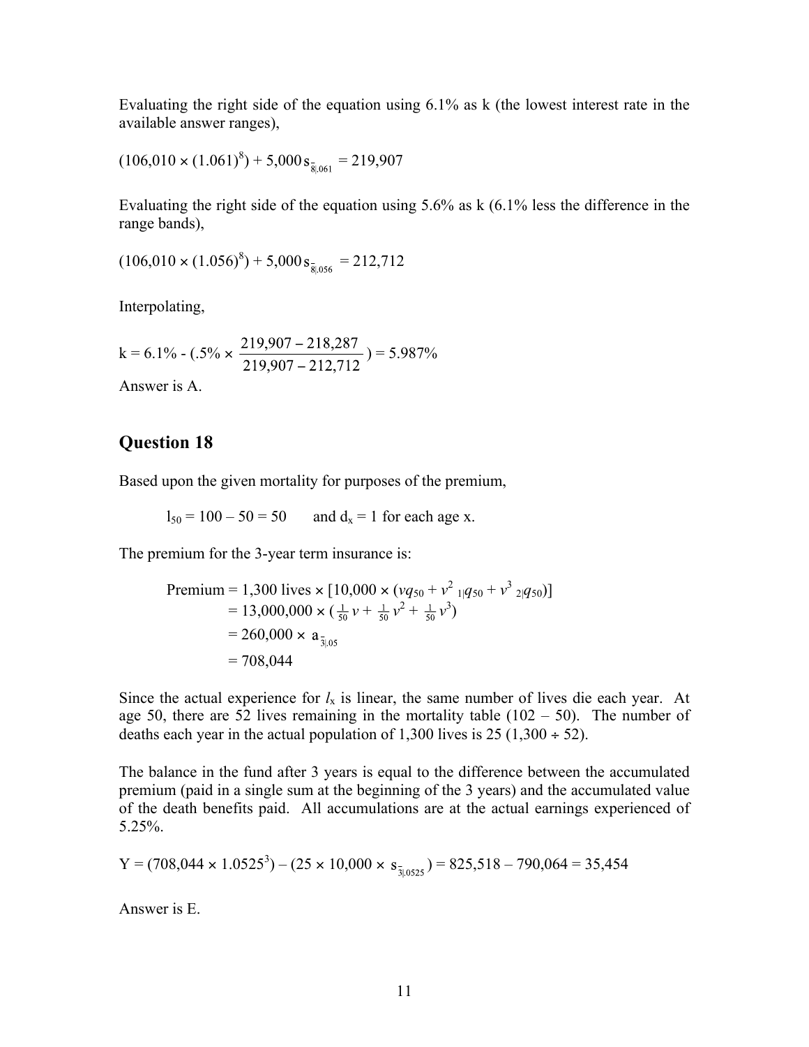Evaluating the right side of the equation using 6.1% as k (the lowest interest rate in the available answer ranges),

$$(106{,}010 \times (1.061)^8) + 5{,}000\, s_{\overline{8}|.061} = 219{,}907$$

Evaluating the right side of the equation using 5.6% as k (6.1% less the difference in the range bands),

$$(106{,}010 \times (1.056)^8) + 5{,}000\, s_{\overline{8}|.056} = 212{,}712$$

Interpolating,

$$k = 6.1\% - (.5\% \times \frac{219{,}907 - 218{,}287}{219{,}907 - 212{,}712}) = 5.987\%$$

Answer is A.

## Question 18

Based upon the given mortality for purposes of the premium,

$l_{50} = 100 - 50 = 50$ and $d_x = 1$ for each age x.

The premium for the 3-year term insurance is:

$$\begin{aligned}
\text{Premium} &= 1{,}300 \text{ lives} \times [10{,}000 \times (vq_{50} + v^2\ {}_{1|}q_{50} + v^3\ {}_{2|}q_{50})] \\
&= 13{,}000{,}000 \times (\tfrac{1}{50}v + \tfrac{1}{50}v^2 + \tfrac{1}{50}v^3) \\
&= 260{,}000 \times a_{\overline{3}|.05} \\
&= 708{,}044
\end{aligned}$$

Since the actual experience for $l_x$ is linear, the same number of lives die each year. At age 50, there are 52 lives remaining in the mortality table (102 – 50). The number of deaths each year in the actual population of 1,300 lives is 25 (1,300 ÷ 52).

The balance in the fund after 3 years is equal to the difference between the accumulated premium (paid in a single sum at the beginning of the 3 years) and the accumulated value of the death benefits paid. All accumulations are at the actual earnings experienced of 5.25%.

$$Y = (708{,}044 \times 1.0525^3) - (25 \times 10{,}000 \times s_{\overline{3}|.0525}) = 825{,}518 - 790{,}064 = 35{,}454$$

Answer is E.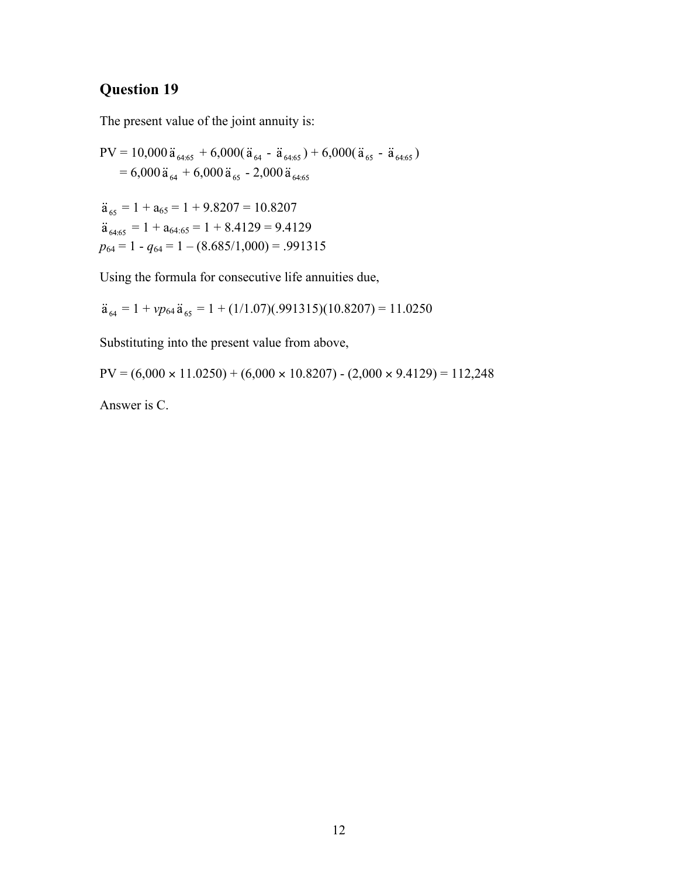## Question 19

The present value of the joint annuity is:

$$\text{PV} = 10{,}000\,\ddot{a}_{64:65} + 6{,}000(\ddot{a}_{64} - \ddot{a}_{64:65}) + 6{,}000(\ddot{a}_{65} - \ddot{a}_{64:65})$$
$$= 6{,}000\,\ddot{a}_{64} + 6{,}000\,\ddot{a}_{65} - 2{,}000\,\ddot{a}_{64:65}$$

$\ddot{a}_{65} = 1 + a_{65} = 1 + 9.8207 = 10.8207$

$\ddot{a}_{64:65} = 1 + a_{64:65} = 1 + 8.4129 = 9.4129$

$p_{64} = 1 - q_{64} = 1 - (8.685/1{,}000) = .991315$

Using the formula for consecutive life annuities due,

$$\ddot{a}_{64} = 1 + vp_{64}\,\ddot{a}_{65} = 1 + (1/1.07)(.991315)(10.8207) = 11.0250$$

Substituting into the present value from above,

$$\text{PV} = (6{,}000 \times 11.0250) + (6{,}000 \times 10.8207) - (2{,}000 \times 9.4129) = 112{,}248$$

Answer is C.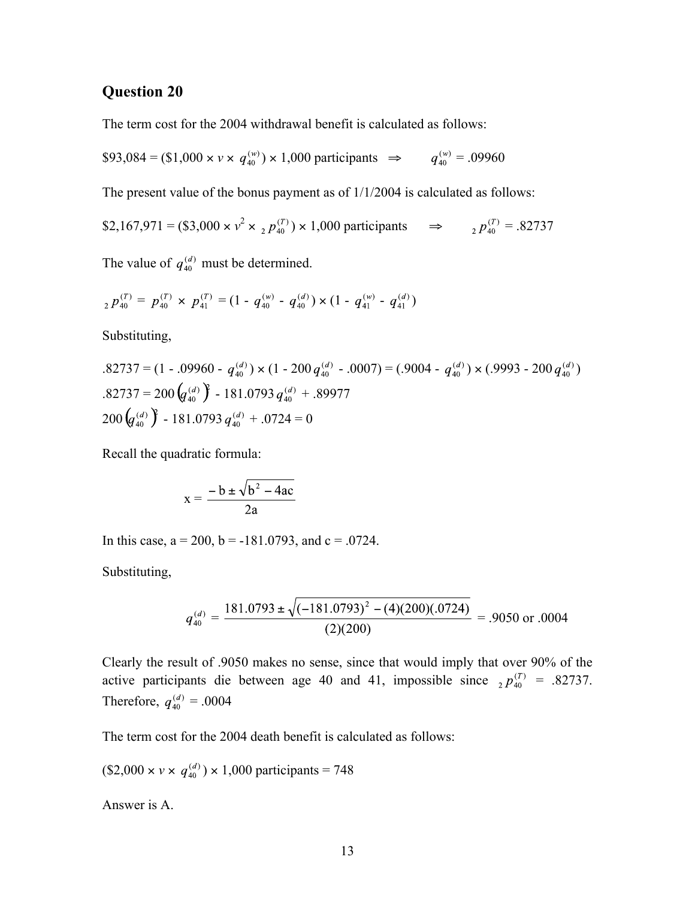## Question 20

The term cost for the 2004 withdrawal benefit is calculated as follows:

$\$93{,}084 = (\$1{,}000 \times v \times q_{40}^{(w)}) \times 1{,}000$ participants $\Rightarrow \quad q_{40}^{(w)} = .09960$

The present value of the bonus payment as of 1/1/2004 is calculated as follows:

$\$2{,}167{,}971 = (\$3{,}000 \times v^2 \times {}_2p_{40}^{(T)}) \times 1{,}000$ participants $\Rightarrow \quad {}_2p_{40}^{(T)} = .82737$

The value of $q_{40}^{(d)}$ must be determined.

$${}_2p_{40}^{(T)} = p_{40}^{(T)} \times p_{41}^{(T)} = (1 - q_{40}^{(w)} - q_{40}^{(d)}) \times (1 - q_{41}^{(w)} - q_{41}^{(d)})$$

Substituting,

$$.82737 = (1 - .09960 - q_{40}^{(d)}) \times (1 - 200\,q_{40}^{(d)} - .0007) = (.9004 - q_{40}^{(d)}) \times (.9993 - 200\,q_{40}^{(d)})$$

$$.82737 = 200\left(q_{40}^{(d)}\right)^2 - 181.0793\,q_{40}^{(d)} + .89977$$

$$200\left(q_{40}^{(d)}\right)^2 - 181.0793\,q_{40}^{(d)} + .0724 = 0$$

Recall the quadratic formula:

$$x = \frac{-b \pm \sqrt{b^2 - 4ac}}{2a}$$

In this case, a = 200, b = -181.0793, and c = .0724.

Substituting,

$$q_{40}^{(d)} = \frac{181.0793 \pm \sqrt{(-181.0793)^2 - (4)(200)(.0724)}}{(2)(200)} = .9050 \text{ or } .0004$$

Clearly the result of .9050 makes no sense, since that would imply that over 90% of the active participants die between age 40 and 41, impossible since ${}_2p_{40}^{(T)} = .82737$. Therefore, $q_{40}^{(d)} = .0004$

The term cost for the 2004 death benefit is calculated as follows:

$(\$2{,}000 \times v \times q_{40}^{(d)}) \times 1{,}000$ participants $= 748$

Answer is A.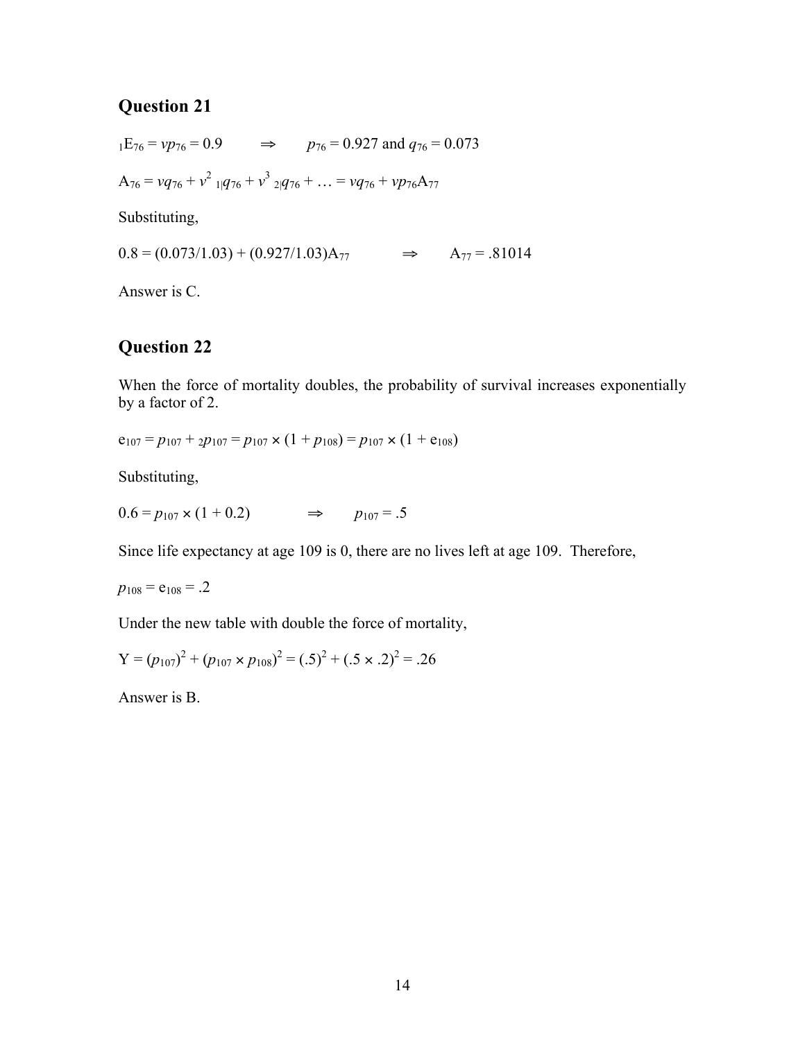## Question 21

${}_1E_{76} = vp_{76} = 0.9 \quad \Rightarrow \quad p_{76} = 0.927$ and $q_{76} = 0.073$

$A_{76} = vq_{76} + v^2\ {}_{1|}q_{76} + v^3\ {}_{2|}q_{76} + \ldots = vq_{76} + vp_{76}A_{77}$

Substituting,

$0.8 = (0.073/1.03) + (0.927/1.03)A_{77} \quad \Rightarrow \quad A_{77} = .81014$

Answer is C.

## Question 22

When the force of mortality doubles, the probability of survival increases exponentially by a factor of 2.

$e_{107} = p_{107} + {}_2p_{107} = p_{107} \times (1 + p_{108}) = p_{107} \times (1 + e_{108})$

Substituting,

$0.6 = p_{107} \times (1 + 0.2) \quad \Rightarrow \quad p_{107} = .5$

Since life expectancy at age 109 is 0, there are no lives left at age 109. Therefore,

$p_{108} = e_{108} = .2$

Under the new table with double the force of mortality,

$Y = (p_{107})^2 + (p_{107} \times p_{108})^2 = (.5)^2 + (.5 \times .2)^2 = .26$

Answer is B.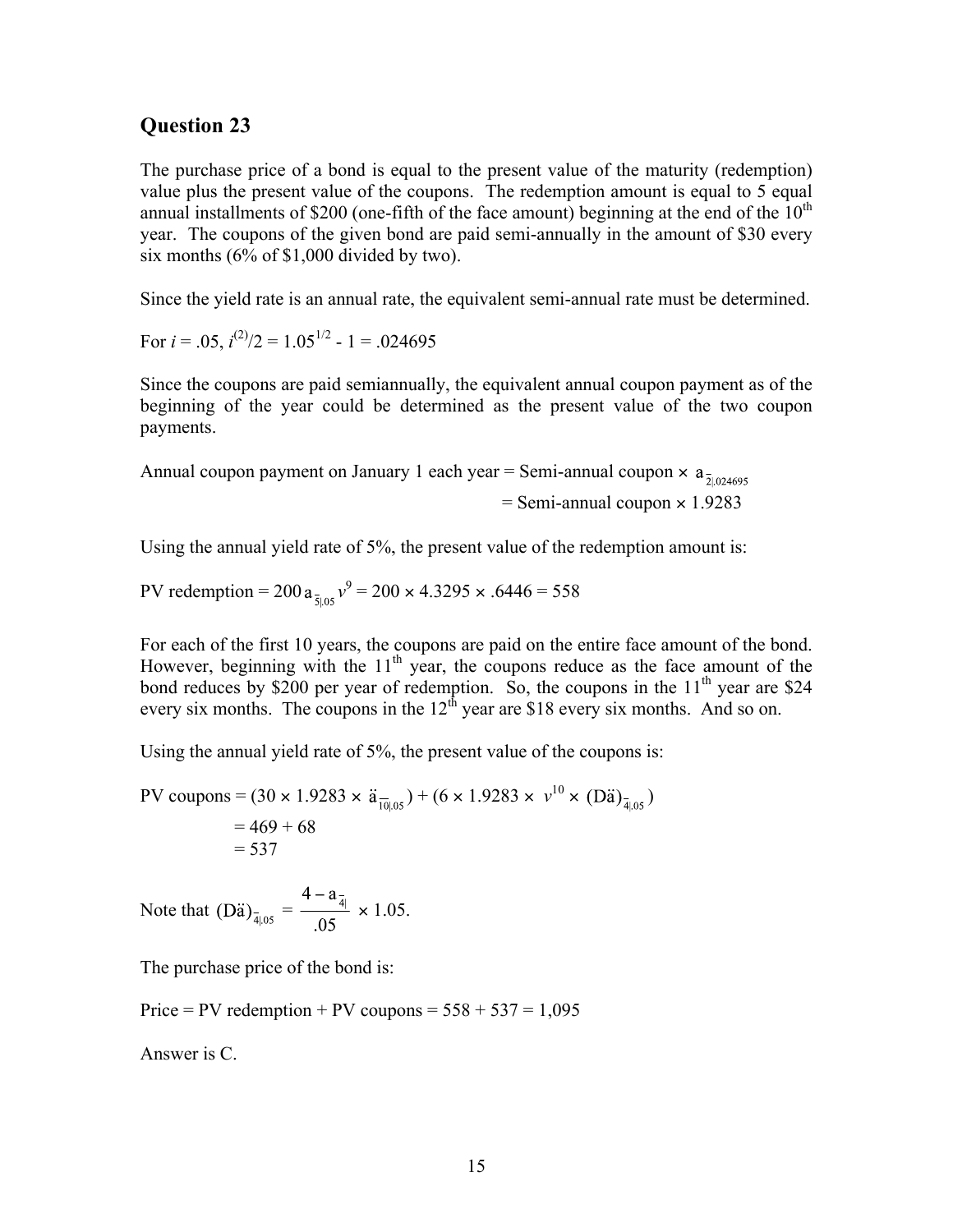## Question 23

The purchase price of a bond is equal to the present value of the maturity (redemption) value plus the present value of the coupons. The redemption amount is equal to 5 equal annual installments of \$200 (one-fifth of the face amount) beginning at the end of the 10th year. The coupons of the given bond are paid semi-annually in the amount of \$30 every six months (6% of \$1,000 divided by two).

Since the yield rate is an annual rate, the equivalent semi-annual rate must be determined.

For $i = .05$, $i^{(2)}/2 = 1.05^{1/2} - 1 = .024695$

Since the coupons are paid semiannually, the equivalent annual coupon payment as of the beginning of the year could be determined as the present value of the two coupon payments.

Annual coupon payment on January 1 each year = Semi-annual coupon × $a_{\overline{2}|.024695}$
= Semi-annual coupon × 1.9283

Using the annual yield rate of 5%, the present value of the redemption amount is:

PV redemption = $200\, a_{\overline{5}|.05}\, v^9 = 200 \times 4.3295 \times .6446 = 558$

For each of the first 10 years, the coupons are paid on the entire face amount of the bond. However, beginning with the 11th year, the coupons reduce as the face amount of the bond reduces by \$200 per year of redemption. So, the coupons in the 11th year are \$24 every six months. The coupons in the 12th year are \$18 every six months. And so on.

Using the annual yield rate of 5%, the present value of the coupons is:

PV coupons = $(30 \times 1.9283 \times \ddot{a}_{\overline{10}|.05}) + (6 \times 1.9283 \times v^{10} \times (D\ddot{a})_{\overline{4}|.05})$
= 469 + 68
= 537

Note that $(D\ddot{a})_{\overline{4}|.05} = \dfrac{4 - a_{\overline{4}|}}{.05} \times 1.05.$

The purchase price of the bond is:

Price = PV redemption + PV coupons = 558 + 537 = 1,095

Answer is C.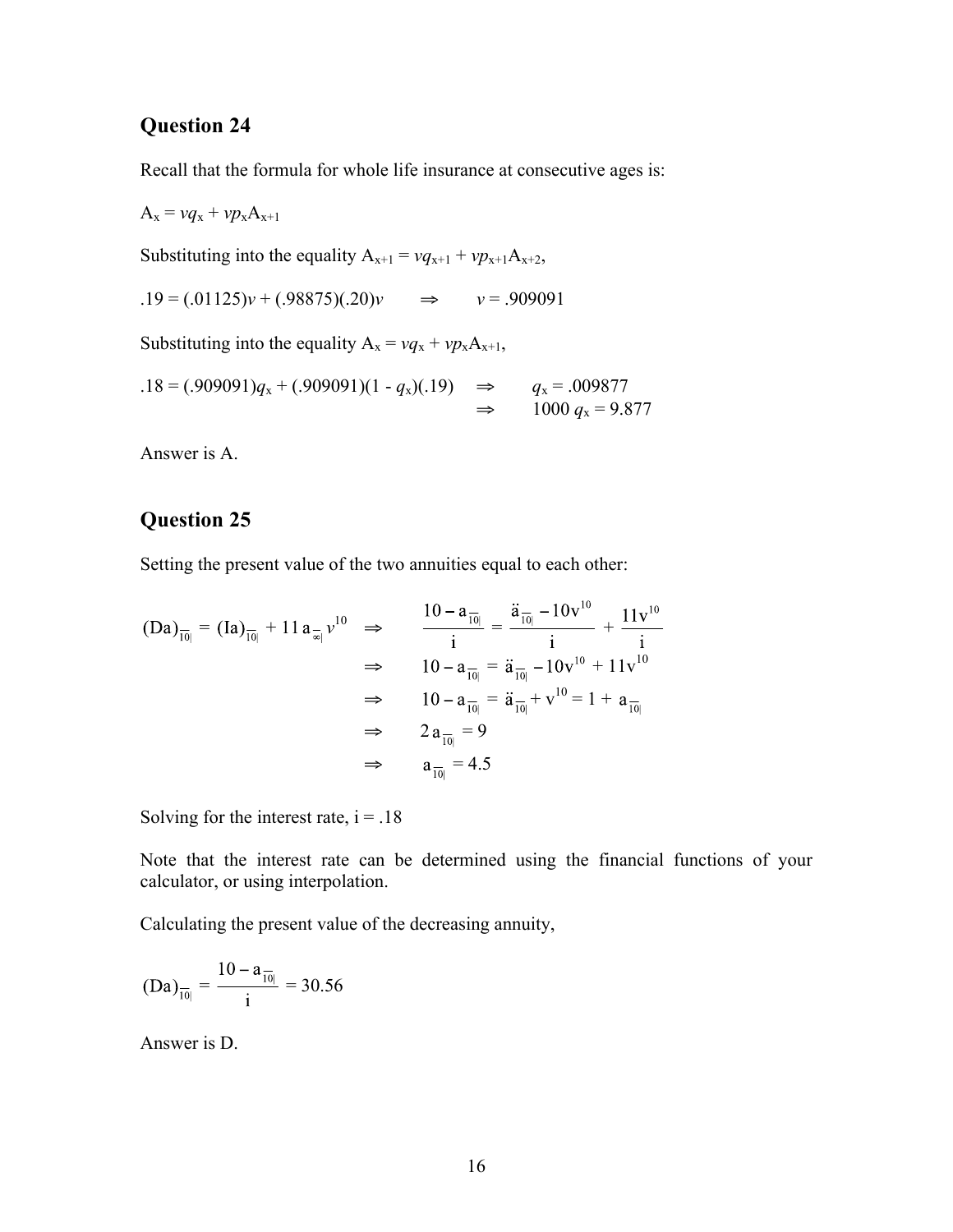## Question 24

Recall that the formula for whole life insurance at consecutive ages is:

$A_x = vq_x + vp_xA_{x+1}$

Substituting into the equality $A_{x+1} = vq_{x+1} + vp_{x+1}A_{x+2}$,

$.19 = (.01125)v + (.98875)(.20)v \quad \Rightarrow \quad v = .909091$

Substituting into the equality $A_x = vq_x + vp_xA_{x+1}$,

$$.18 = (.909091)q_x + (.909091)(1 - q_x)(.19) \quad \Rightarrow \quad q_x = .009877$$
$$\Rightarrow \quad 1000\,q_x = 9.877$$

Answer is A.

## Question 25

Setting the present value of the two annuities equal to each other:

$$(Da)_{\overline{10|}} = (Ia)_{\overline{10|}} + 11\,a_{\overline{\infty|}}\,v^{10} \quad \Rightarrow \quad \frac{10 - a_{\overline{10|}}}{i} = \frac{\ddot{a}_{\overline{10|}} - 10v^{10}}{i} + \frac{11v^{10}}{i}$$

$$\Rightarrow \quad 10 - a_{\overline{10|}} = \ddot{a}_{\overline{10|}} - 10v^{10} + 11v^{10}$$

$$\Rightarrow \quad 10 - a_{\overline{10|}} = \ddot{a}_{\overline{10|}} + v^{10} = 1 + a_{\overline{10|}}$$

$$\Rightarrow \quad 2\,a_{\overline{10|}} = 9$$

$$\Rightarrow \quad a_{\overline{10|}} = 4.5$$

Solving for the interest rate, i = .18

Note that the interest rate can be determined using the financial functions of your calculator, or using interpolation.

Calculating the present value of the decreasing annuity,

$$(Da)_{\overline{10|}} = \frac{10 - a_{\overline{10|}}}{i} = 30.56$$

Answer is D.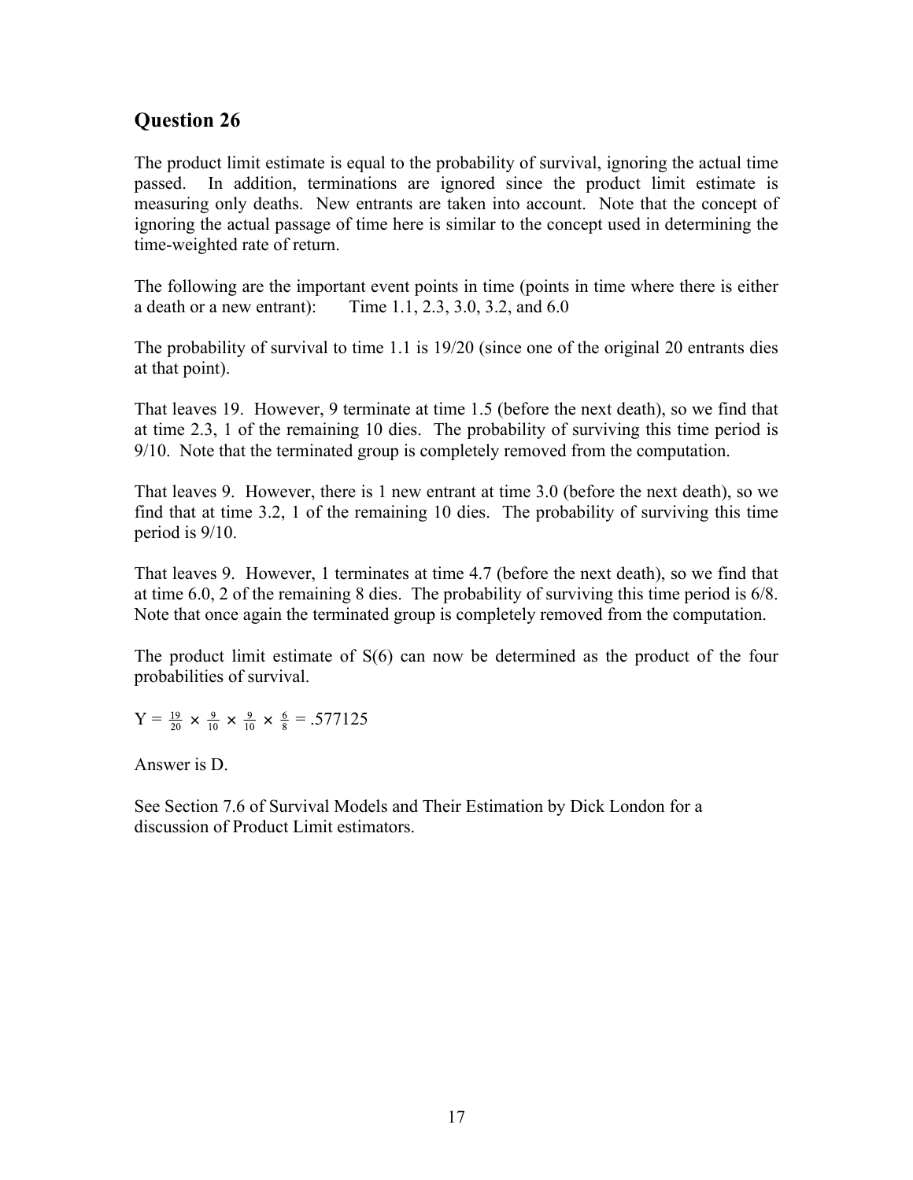## Question 26

The product limit estimate is equal to the probability of survival, ignoring the actual time passed. In addition, terminations are ignored since the product limit estimate is measuring only deaths. New entrants are taken into account. Note that the concept of ignoring the actual passage of time here is similar to the concept used in determining the time-weighted rate of return.

The following are the important event points in time (points in time where there is either a death or a new entrant): Time 1.1, 2.3, 3.0, 3.2, and 6.0

The probability of survival to time 1.1 is 19/20 (since one of the original 20 entrants dies at that point).

That leaves 19. However, 9 terminate at time 1.5 (before the next death), so we find that at time 2.3, 1 of the remaining 10 dies. The probability of surviving this time period is 9/10. Note that the terminated group is completely removed from the computation.

That leaves 9. However, there is 1 new entrant at time 3.0 (before the next death), so we find that at time 3.2, 1 of the remaining 10 dies. The probability of surviving this time period is 9/10.

That leaves 9. However, 1 terminates at time 4.7 (before the next death), so we find that at time 6.0, 2 of the remaining 8 dies. The probability of surviving this time period is 6/8. Note that once again the terminated group is completely removed from the computation.

The product limit estimate of S(6) can now be determined as the product of the four probabilities of survival.

$Y = \frac{19}{20} \times \frac{9}{10} \times \frac{9}{10} \times \frac{6}{8} = .577125$

Answer is D.

See Section 7.6 of Survival Models and Their Estimation by Dick London for a discussion of Product Limit estimators.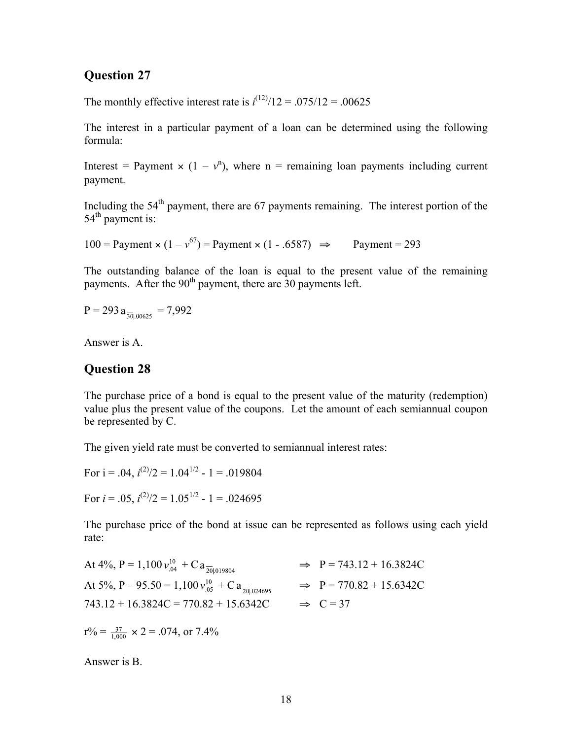## Question 27

The monthly effective interest rate is $i^{(12)}/12 = .075/12 = .00625$

The interest in a particular payment of a loan can be determined using the following formula:

Interest = Payment × $(1 - v^n)$, where n = remaining loan payments including current payment.

Including the 54th payment, there are 67 payments remaining. The interest portion of the 54th payment is:

$100 = \text{Payment} \times (1 - v^{67}) = \text{Payment} \times (1 - .6587) \quad \Rightarrow \quad \text{Payment} = 293$

The outstanding balance of the loan is equal to the present value of the remaining payments. After the 90th payment, there are 30 payments left.

$P = 293\, a_{\overline{30}|.00625} = 7{,}992$

Answer is A.

## Question 28

The purchase price of a bond is equal to the present value of the maturity (redemption) value plus the present value of the coupons. Let the amount of each semiannual coupon be represented by C.

The given yield rate must be converted to semiannual interest rates:

For i = .04, $i^{(2)}/2 = 1.04^{1/2} - 1 = .019804$

For $i = .05$, $i^{(2)}/2 = 1.05^{1/2} - 1 = .024695$

The purchase price of the bond at issue can be represented as follows using each yield rate:

At 4%, $P = 1{,}100\, v_{.04}^{10} + C\, a_{\overline{20}|.019804} \quad \Rightarrow \quad P = 743.12 + 16.3824C$

At 5%, $P - 95.50 = 1{,}100\, v_{.05}^{10} + C\, a_{\overline{20}|.024695} \quad \Rightarrow \quad P = 770.82 + 15.6342C$

$743.12 + 16.3824C = 770.82 + 15.6342C \quad \Rightarrow \quad C = 37$

$r\% = \frac{37}{1{,}000} \times 2 = .074$, or 7.4%

Answer is B.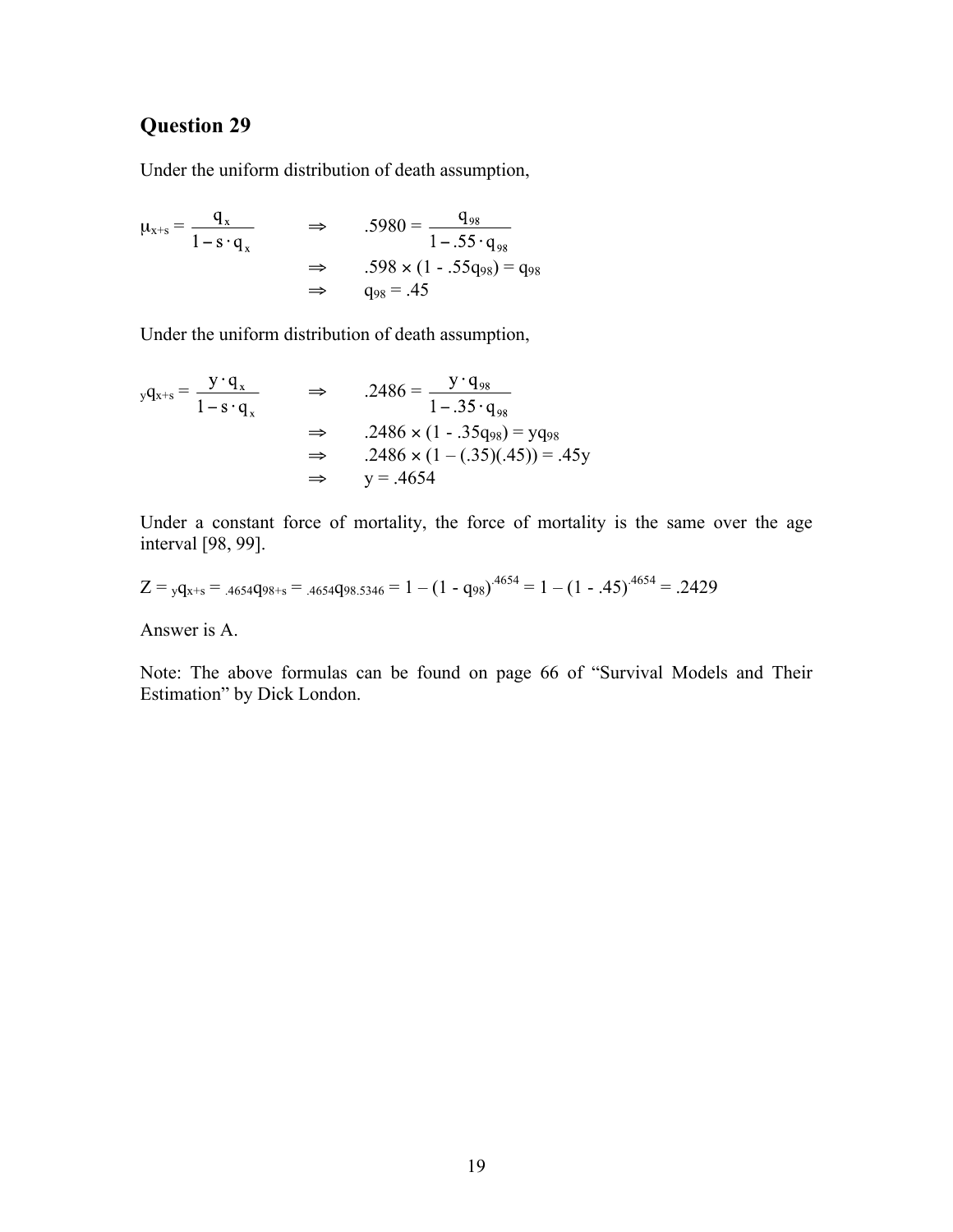## Question 29

Under the uniform distribution of death assumption,

$$\mu_{x+s} = \frac{q_x}{1 - s \cdot q_x} \quad \Rightarrow \quad .5980 = \frac{q_{98}}{1 - .55 \cdot q_{98}}$$

$$\Rightarrow \quad .598 \times (1 - .55q_{98}) = q_{98}$$

$$\Rightarrow \quad q_{98} = .45$$

Under the uniform distribution of death assumption,

$${}_yq_{x+s} = \frac{y \cdot q_x}{1 - s \cdot q_x} \quad \Rightarrow \quad .2486 = \frac{y \cdot q_{98}}{1 - .35 \cdot q_{98}}$$

$$\Rightarrow \quad .2486 \times (1 - .35q_{98}) = yq_{98}$$

$$\Rightarrow \quad .2486 \times (1 - (.35)(.45)) = .45y$$

$$\Rightarrow \quad y = .4654$$

Under a constant force of mortality, the force of mortality is the same over the age interval [98, 99].

$$Z = {}_yq_{x+s} = {}_{.4654}q_{98+s} = {}_{.4654}q_{98.5346} = 1 - (1 - q_{98})^{.4654} = 1 - (1 - .45)^{.4654} = .2429$$

Answer is A.

Note: The above formulas can be found on page 66 of "Survival Models and Their Estimation" by Dick London.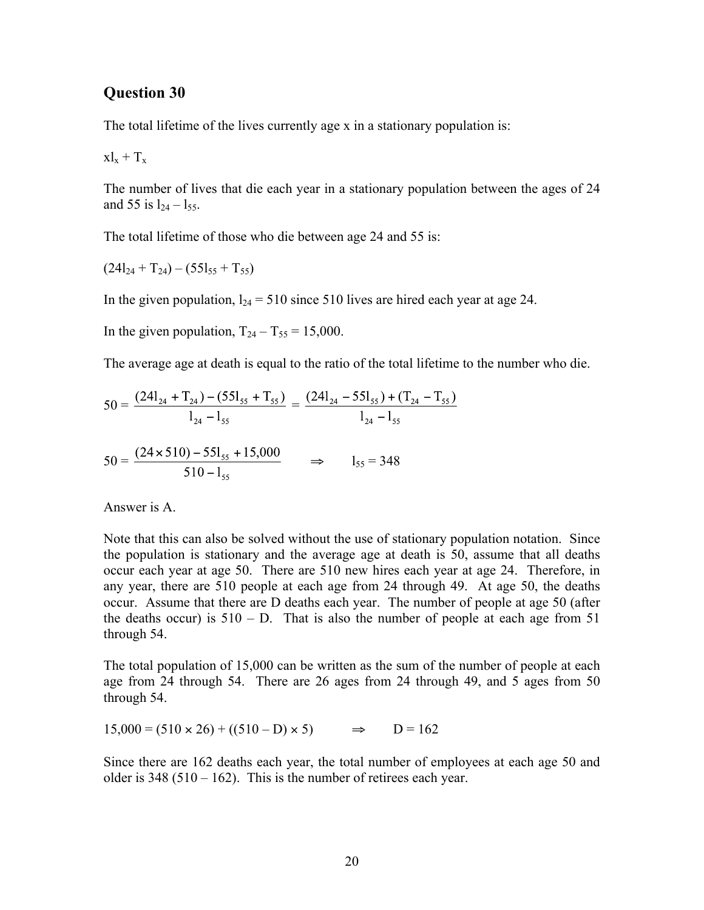## Question 30

The total lifetime of the lives currently age x in a stationary population is:

$xl_x + T_x$

The number of lives that die each year in a stationary population between the ages of 24 and 55 is $l_{24} - l_{55}$.

The total lifetime of those who die between age 24 and 55 is:

$(24l_{24} + T_{24}) - (55l_{55} + T_{55})$

In the given population, $l_{24} = 510$ since 510 lives are hired each year at age 24.

In the given population, $T_{24} - T_{55} = 15{,}000$.

The average age at death is equal to the ratio of the total lifetime to the number who die.

$$50 = \frac{(24l_{24} + T_{24}) - (55l_{55} + T_{55})}{l_{24} - l_{55}} = \frac{(24l_{24} - 55l_{55}) + (T_{24} - T_{55})}{l_{24} - l_{55}}$$

$$50 = \frac{(24 \times 510) - 55l_{55} + 15{,}000}{510 - l_{55}} \quad \Rightarrow \quad l_{55} = 348$$

Answer is A.

Note that this can also be solved without the use of stationary population notation. Since the population is stationary and the average age at death is 50, assume that all deaths occur each year at age 50. There are 510 new hires each year at age 24. Therefore, in any year, there are 510 people at each age from 24 through 49. At age 50, the deaths occur. Assume that there are D deaths each year. The number of people at age 50 (after the deaths occur) is 510 – D. That is also the number of people at each age from 51 through 54.

The total population of 15,000 can be written as the sum of the number of people at each age from 24 through 54. There are 26 ages from 24 through 49, and 5 ages from 50 through 54.

$$15{,}000 = (510 \times 26) + ((510 - D) \times 5) \quad \Rightarrow \quad D = 162$$

Since there are 162 deaths each year, the total number of employees at each age 50 and older is 348 (510 – 162). This is the number of retirees each year.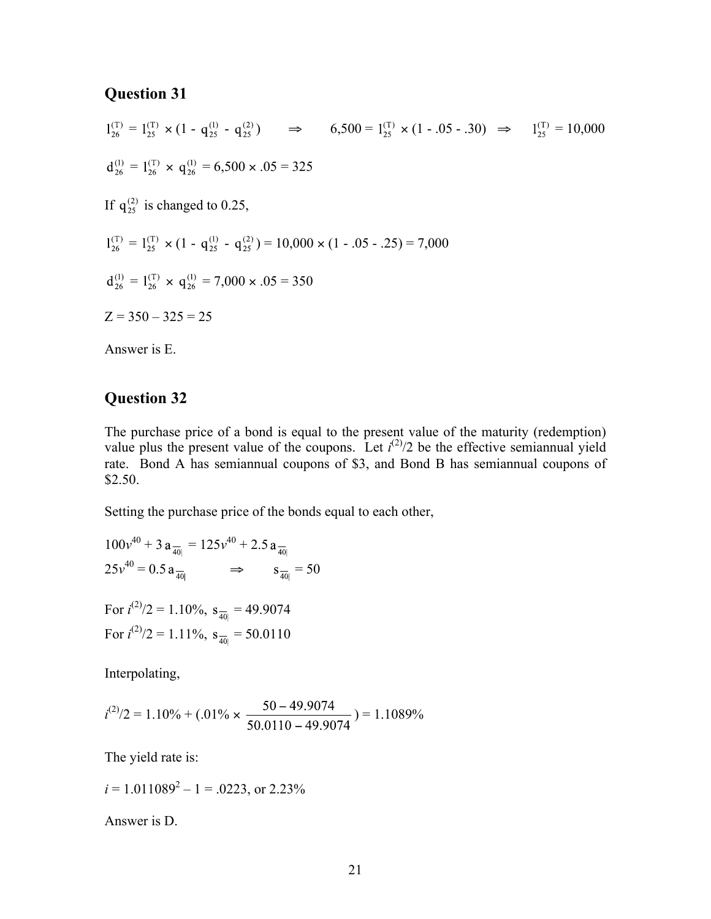## Question 31

$l_{26}^{(T)} = l_{25}^{(T)} \times (1 - q_{25}^{(1)} - q_{25}^{(2)}) \quad \Rightarrow \quad 6{,}500 = l_{25}^{(T)} \times (1 - .05 - .30) \quad \Rightarrow \quad l_{25}^{(T)} = 10{,}000$

$d_{26}^{(1)} = l_{26}^{(T)} \times q_{26}^{(1)} = 6{,}500 \times .05 = 325$

If $q_{25}^{(2)}$ is changed to 0.25,

$l_{26}^{(T)} = l_{25}^{(T)} \times (1 - q_{25}^{(1)} - q_{25}^{(2)}) = 10{,}000 \times (1 - .05 - .25) = 7{,}000$

$d_{26}^{(1)} = l_{26}^{(T)} \times q_{26}^{(1)} = 7{,}000 \times .05 = 350$

Z = 350 – 325 = 25

Answer is E.

## Question 32

The purchase price of a bond is equal to the present value of the maturity (redemption) value plus the present value of the coupons. Let $i^{(2)}/2$ be the effective semiannual yield rate. Bond A has semiannual coupons of \$3, and Bond B has semiannual coupons of \$2.50.

Setting the purchase price of the bonds equal to each other,

$100v^{40} + 3\,a_{\overline{40|}} = 125v^{40} + 2.5\,a_{\overline{40|}}$

$25v^{40} = 0.5\,a_{\overline{40|}} \quad \Rightarrow \quad s_{\overline{40|}} = 50$

For $i^{(2)}/2 = 1.10\%$, $s_{\overline{40|}} = 49.9074$

For $i^{(2)}/2 = 1.11\%$, $s_{\overline{40|}} = 50.0110$

Interpolating,

$$i^{(2)}/2 = 1.10\% + \left(.01\% \times \frac{50 - 49.9074}{50.0110 - 49.9074}\right) = 1.1089\%$$

The yield rate is:

$i = 1.011089^2 - 1 = .0223$, or 2.23%

Answer is D.